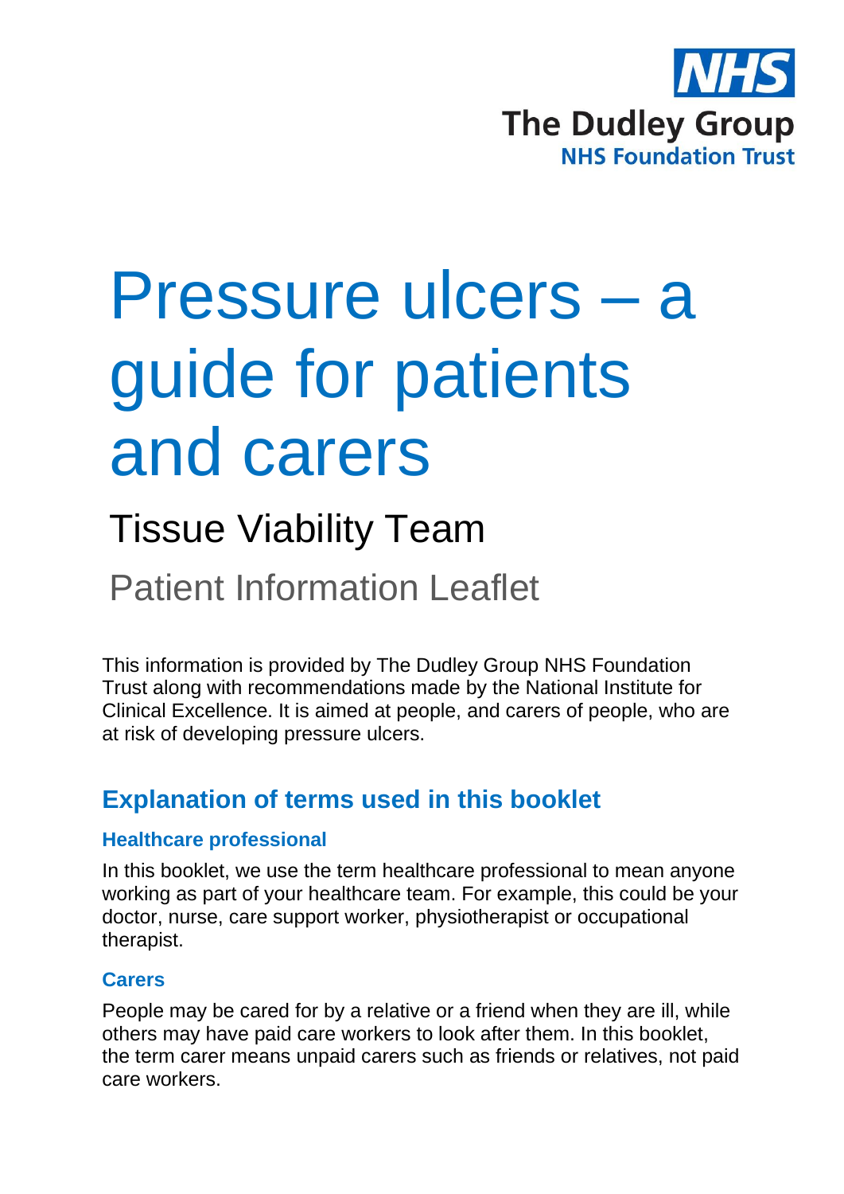NHS
The Dudley Group
NHS Foundation Trust

# Pressure ulcers – a guide for patients and carers

## Tissue Viability Team

Patient Information Leaflet

This information is provided by The Dudley Group NHS Foundation Trust along with recommendations made by the National Institute for Clinical Excellence. It is aimed at people, and carers of people, who are at risk of developing pressure ulcers.

## Explanation of terms used in this booklet

### Healthcare professional

In this booklet, we use the term healthcare professional to mean anyone working as part of your healthcare team. For example, this could be your doctor, nurse, care support worker, physiotherapist or occupational therapist.

### Carers

People may be cared for by a relative or a friend when they are ill, while others may have paid care workers to look after them. In this booklet, the term carer means unpaid carers such as friends or relatives, not paid care workers.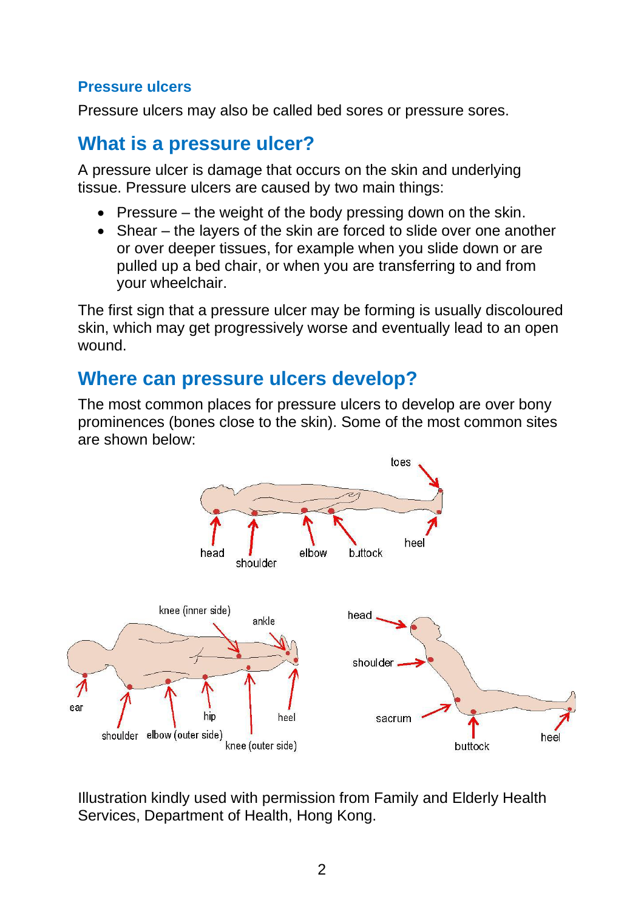### Pressure ulcers

Pressure ulcers may also be called bed sores or pressure sores.

## What is a pressure ulcer?

A pressure ulcer is damage that occurs on the skin and underlying tissue. Pressure ulcers are caused by two main things:

- Pressure – the weight of the body pressing down on the skin.
- Shear – the layers of the skin are forced to slide over one another or over deeper tissues, for example when you slide down or are pulled up a bed chair, or when you are transferring to and from your wheelchair.

The first sign that a pressure ulcer may be forming is usually discoloured skin, which may get progressively worse and eventually lead to an open wound.

## Where can pressure ulcers develop?

The most common places for pressure ulcers to develop are over bony prominences (bones close to the skin). Some of the most common sites are shown below:

Illustration kindly used with permission from Family and Elderly Health Services, Department of Health, Hong Kong.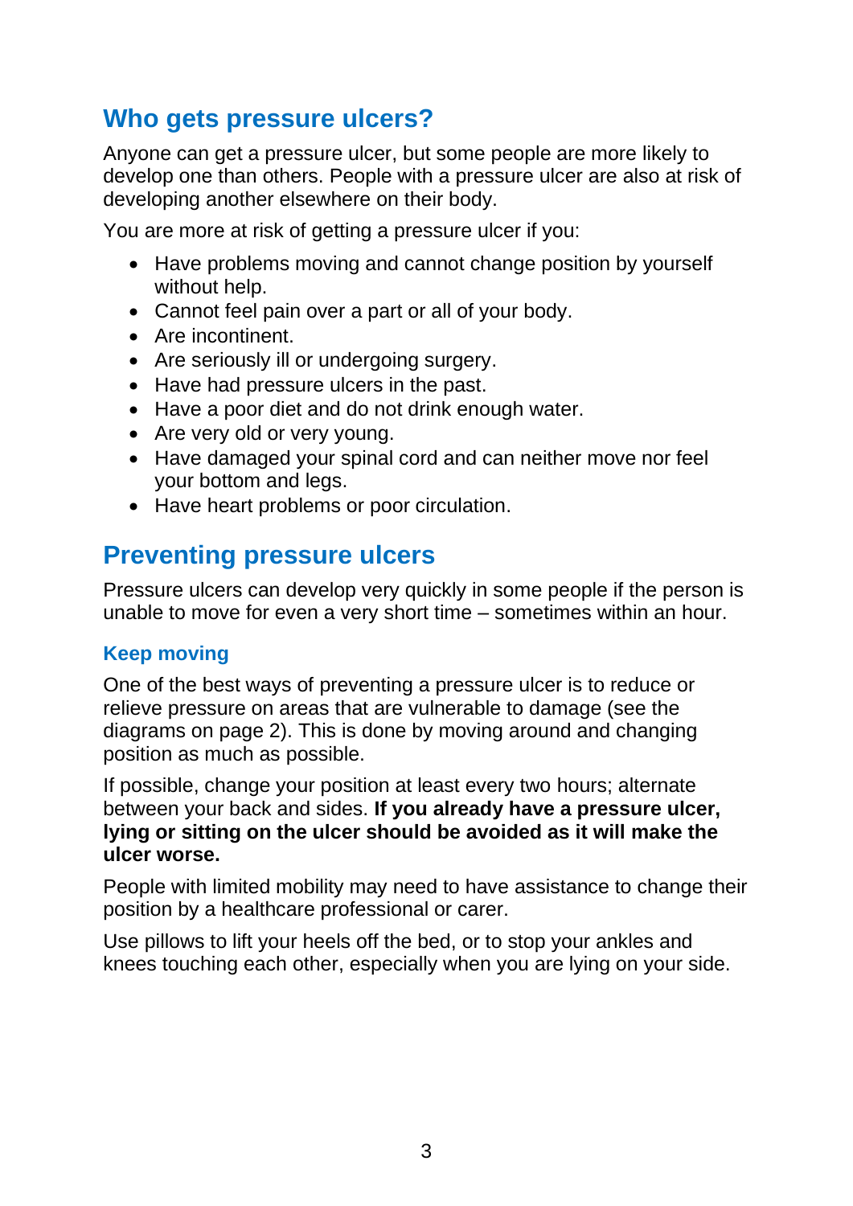## Who gets pressure ulcers?

Anyone can get a pressure ulcer, but some people are more likely to develop one than others. People with a pressure ulcer are also at risk of developing another elsewhere on their body.

You are more at risk of getting a pressure ulcer if you:

- Have problems moving and cannot change position by yourself without help.
- Cannot feel pain over a part or all of your body.
- Are incontinent.
- Are seriously ill or undergoing surgery.
- Have had pressure ulcers in the past.
- Have a poor diet and do not drink enough water.
- Are very old or very young.
- Have damaged your spinal cord and can neither move nor feel your bottom and legs.
- Have heart problems or poor circulation.

## Preventing pressure ulcers

Pressure ulcers can develop very quickly in some people if the person is unable to move for even a very short time – sometimes within an hour.

### Keep moving

One of the best ways of preventing a pressure ulcer is to reduce or relieve pressure on areas that are vulnerable to damage (see the diagrams on page 2). This is done by moving around and changing position as much as possible.

If possible, change your position at least every two hours; alternate between your back and sides. **If you already have a pressure ulcer, lying or sitting on the ulcer should be avoided as it will make the ulcer worse.**

People with limited mobility may need to have assistance to change their position by a healthcare professional or carer.

Use pillows to lift your heels off the bed, or to stop your ankles and knees touching each other, especially when you are lying on your side.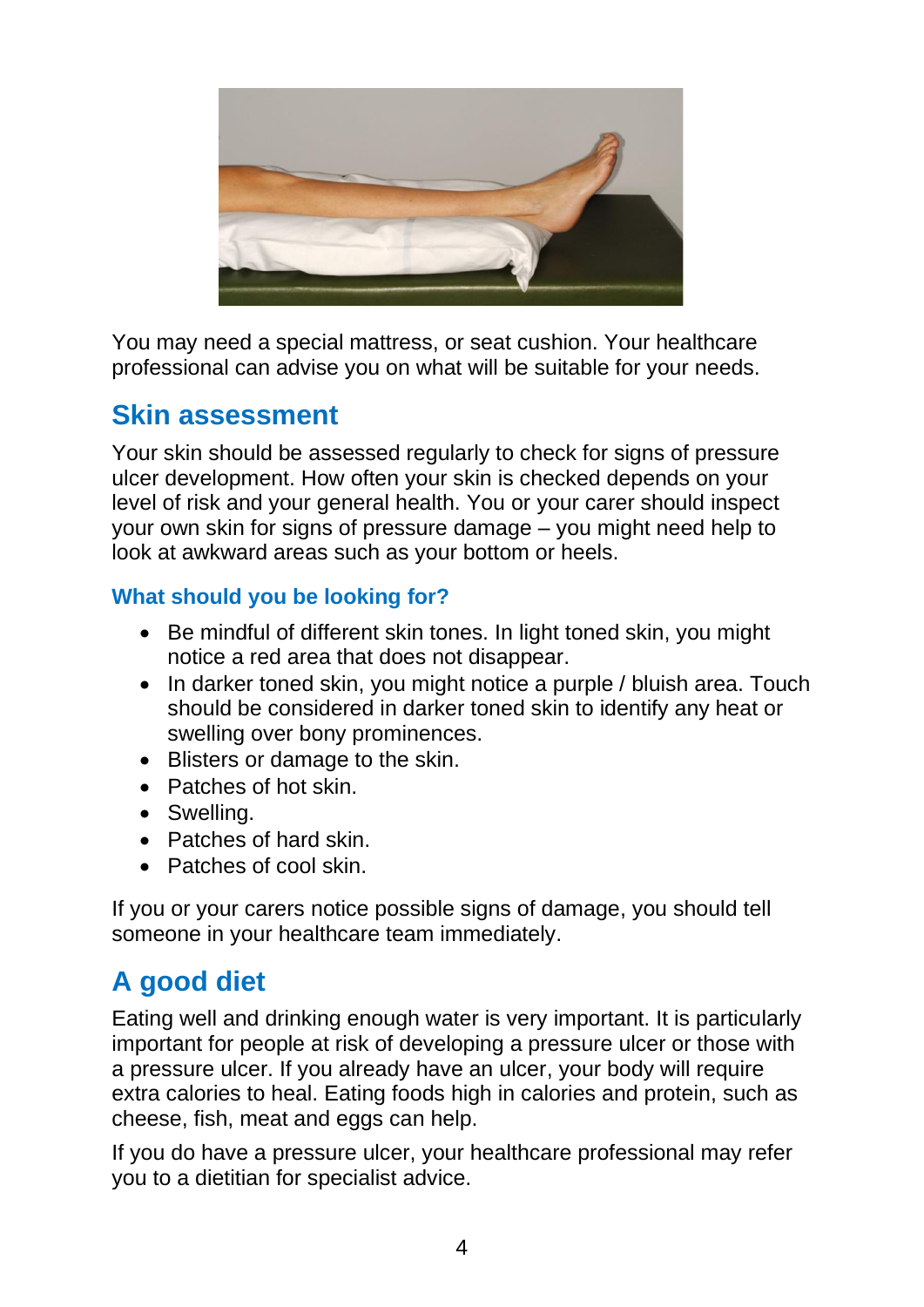You may need a special mattress, or seat cushion. Your healthcare professional can advise you on what will be suitable for your needs.

## Skin assessment

Your skin should be assessed regularly to check for signs of pressure ulcer development. How often your skin is checked depends on your level of risk and your general health. You or your carer should inspect your own skin for signs of pressure damage – you might need help to look at awkward areas such as your bottom or heels.

### What should you be looking for?

- Be mindful of different skin tones. In light toned skin, you might notice a red area that does not disappear.
- In darker toned skin, you might notice a purple / bluish area. Touch should be considered in darker toned skin to identify any heat or swelling over bony prominences.
- Blisters or damage to the skin.
- Patches of hot skin.
- Swelling.
- Patches of hard skin.
- Patches of cool skin.

If you or your carers notice possible signs of damage, you should tell someone in your healthcare team immediately.

## A good diet

Eating well and drinking enough water is very important. It is particularly important for people at risk of developing a pressure ulcer or those with a pressure ulcer. If you already have an ulcer, your body will require extra calories to heal. Eating foods high in calories and protein, such as cheese, fish, meat and eggs can help.

If you do have a pressure ulcer, your healthcare professional may refer you to a dietitian for specialist advice.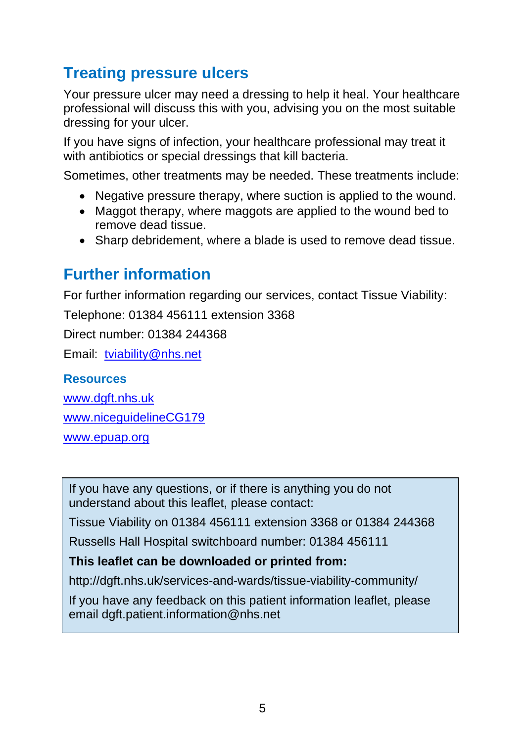## Treating pressure ulcers

Your pressure ulcer may need a dressing to help it heal. Your healthcare professional will discuss this with you, advising you on the most suitable dressing for your ulcer.

If you have signs of infection, your healthcare professional may treat it with antibiotics or special dressings that kill bacteria.

Sometimes, other treatments may be needed. These treatments include:

- Negative pressure therapy, where suction is applied to the wound.
- Maggot therapy, where maggots are applied to the wound bed to remove dead tissue.
- Sharp debridement, where a blade is used to remove dead tissue.

## Further information

For further information regarding our services, contact Tissue Viability:

Telephone: 01384 456111 extension 3368

Direct number: 01384 244368

Email: tviability@nhs.net

### Resources

www.dgft.nhs.uk

www.niceguidelineCG179

www.epuap.org

If you have any questions, or if there is anything you do not understand about this leaflet, please contact:

Tissue Viability on 01384 456111 extension 3368 or 01384 244368

Russells Hall Hospital switchboard number: 01384 456111

**This leaflet can be downloaded or printed from:**

http://dgft.nhs.uk/services-and-wards/tissue-viability-community/

If you have any feedback on this patient information leaflet, please email dgft.patient.information@nhs.net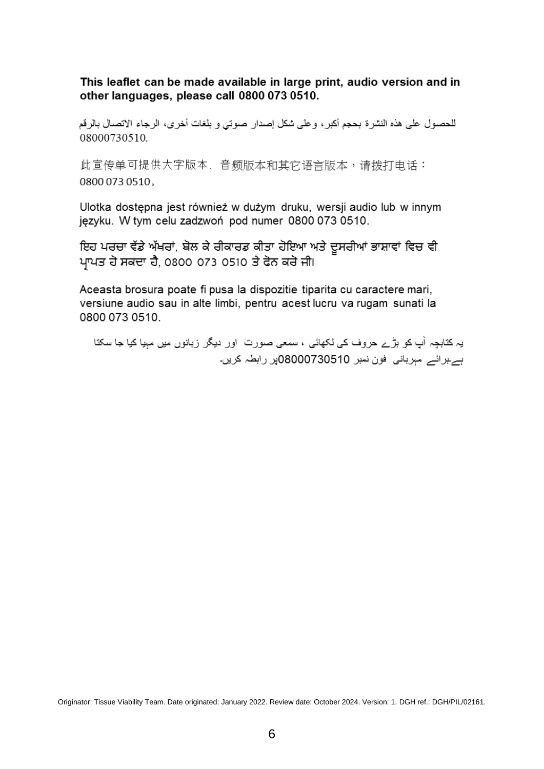**This leaflet can be made available in large print, audio version and in other languages, please call 0800 073 0510.**

للحصول على هذه النشرة بحجم أكبر، وعلى شكل إصدار صوتي و بلغات أخرى، الرجاء الاتصال بالرقم 08000730510.

此宣传单可提供大字版本、音频版本和其它语言版本，请拨打电话：0800 073 0510。

Ulotka dostępna jest również w dużym druku, wersji audio lub w innym języku. W tym celu zadzwoń pod numer 0800 073 0510.

ਇਹ ਪਰਚਾ ਵੱਡੇ ਅੱਖਰਾਂ, ਬੋਲ ਕੇ ਰੀਕਾਰਡ ਕੀਤਾ ਹੋਇਆ ਅਤੇ ਦੂਸਰੀਆਂ ਭਾਸ਼ਾਵਾਂ ਵਿਚ ਵੀ ਪ੍ਰਾਪਤ ਹੋ ਸਕਦਾ ਹੈ, 0800 073 0510 ਤੇ ਫੋਨ ਕਰੋ ਜੀ।

Aceasta brosura poate fi pusa la dispozitie tiparita cu caractere mari, versiune audio sau in alte limbi, pentru acest lucru va rugam sunati la 0800 073 0510.

یہ کتابچہ آپ کو بڑے حروف کی لکھائی ، سمعی صورت اور دیگر زبانوں میں مہیا کیا جا سکتا ہے۔برائے مہربانی فون نمبر 08000730510پر رابطہ کریں۔

Originator: Tissue Viability Team. Date originated: January 2022. Review date: October 2024. Version: 1. DGH ref.: DGH/PIL/02161.